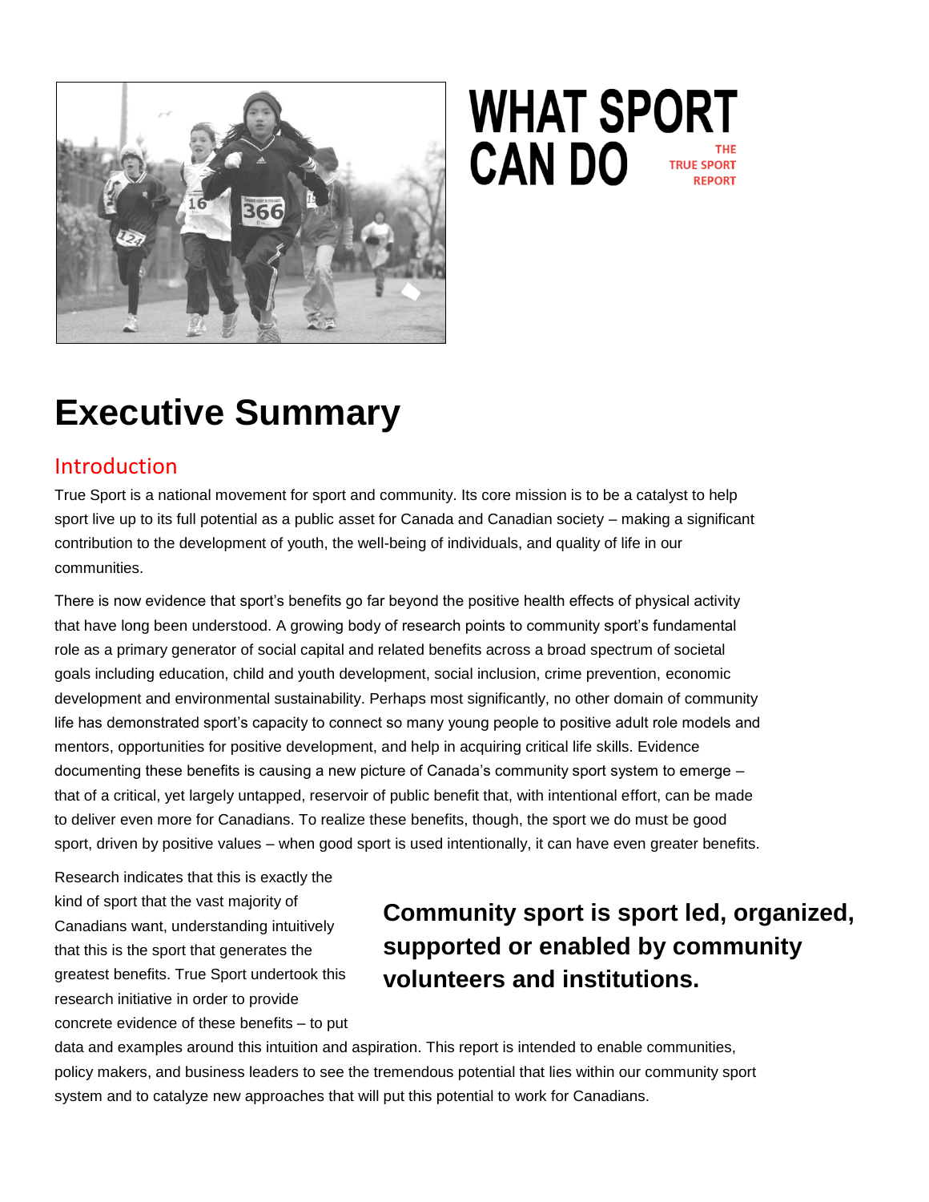# WHAT SPORT CAN DO

THE TRUE SPORT REPORT

# Executive Summary

## Introduction

True Sport is a national movement for sport and community. Its core mission is to be a catalyst to help sport live up to its full potential as a public asset for Canada and Canadian society – making a significant contribution to the development of youth, the well-being of individuals, and quality of life in our communities.

There is now evidence that sport's benefits go far beyond the positive health effects of physical activity that have long been understood. A growing body of research points to community sport's fundamental role as a primary generator of social capital and related benefits across a broad spectrum of societal goals including education, child and youth development, social inclusion, crime prevention, economic development and environmental sustainability. Perhaps most significantly, no other domain of community life has demonstrated sport's capacity to connect so many young people to positive adult role models and mentors, opportunities for positive development, and help in acquiring critical life skills. Evidence documenting these benefits is causing a new picture of Canada's community sport system to emerge – that of a critical, yet largely untapped, reservoir of public benefit that, with intentional effort, can be made to deliver even more for Canadians. To realize these benefits, though, the sport we do must be good sport, driven by positive values – when good sport is used intentionally, it can have even greater benefits.

**Community sport is sport led, organized, supported or enabled by community volunteers and institutions.**

Research indicates that this is exactly the kind of sport that the vast majority of Canadians want, understanding intuitively that this is the sport that generates the greatest benefits. True Sport undertook this research initiative in order to provide concrete evidence of these benefits – to put data and examples around this intuition and aspiration. This report is intended to enable communities, policy makers, and business leaders to see the tremendous potential that lies within our community sport system and to catalyze new approaches that will put this potential to work for Canadians.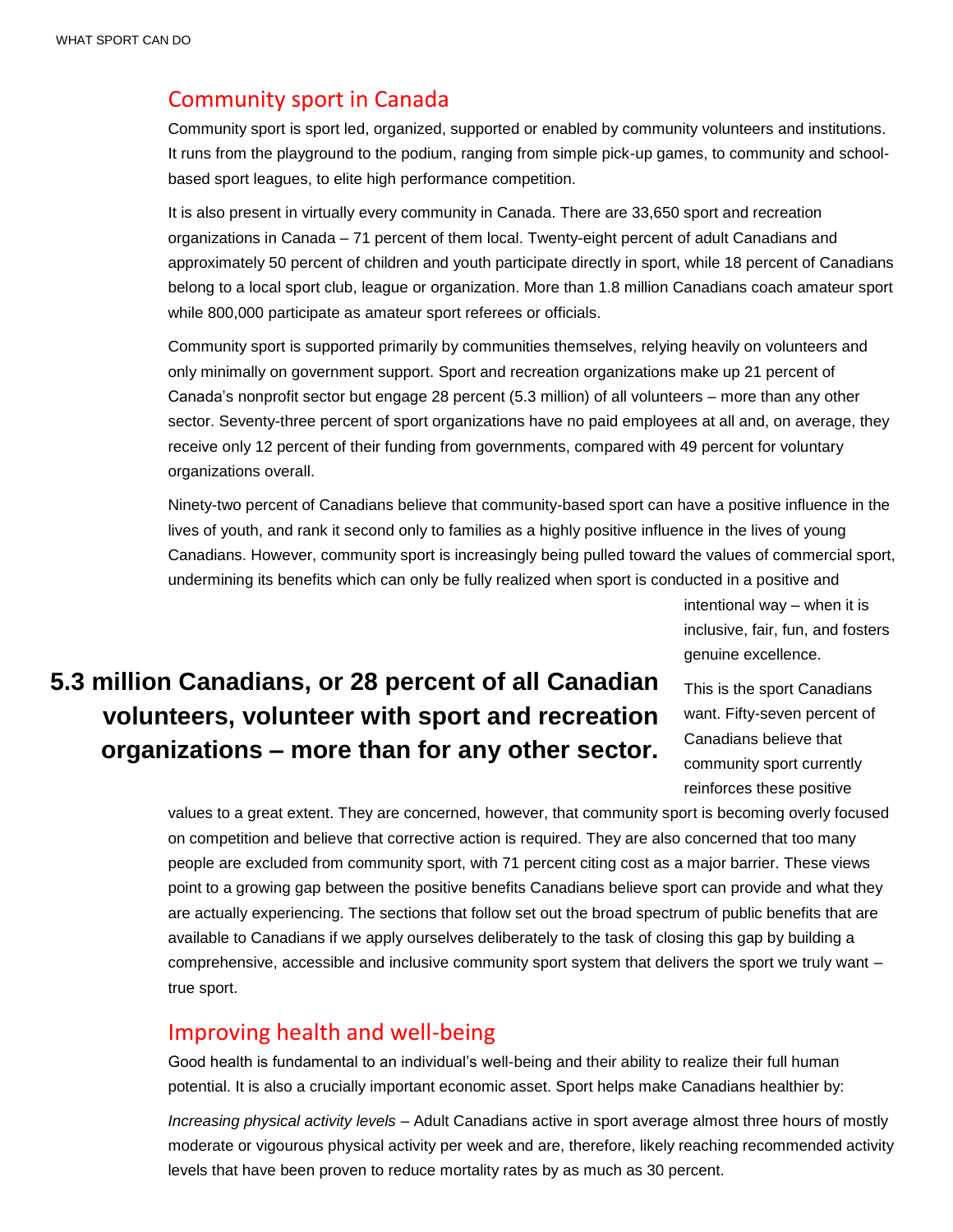## Community sport in Canada

Community sport is sport led, organized, supported or enabled by community volunteers and institutions. It runs from the playground to the podium, ranging from simple pick-up games, to community and school-based sport leagues, to elite high performance competition.

It is also present in virtually every community in Canada. There are 33,650 sport and recreation organizations in Canada – 71 percent of them local. Twenty-eight percent of adult Canadians and approximately 50 percent of children and youth participate directly in sport, while 18 percent of Canadians belong to a local sport club, league or organization. More than 1.8 million Canadians coach amateur sport while 800,000 participate as amateur sport referees or officials.

Community sport is supported primarily by communities themselves, relying heavily on volunteers and only minimally on government support. Sport and recreation organizations make up 21 percent of Canada's nonprofit sector but engage 28 percent (5.3 million) of all volunteers – more than any other sector. Seventy-three percent of sport organizations have no paid employees at all and, on average, they receive only 12 percent of their funding from governments, compared with 49 percent for voluntary organizations overall.

Ninety-two percent of Canadians believe that community-based sport can have a positive influence in the lives of youth, and rank it second only to families as a highly positive influence in the lives of young Canadians. However, community sport is increasingly being pulled toward the values of commercial sport, undermining its benefits which can only be fully realized when sport is conducted in a positive and intentional way – when it is inclusive, fair, fun, and fosters genuine excellence.

**5.3 million Canadians, or 28 percent of all Canadian volunteers, volunteer with sport and recreation organizations – more than for any other sector.**

This is the sport Canadians want. Fifty-seven percent of Canadians believe that community sport currently reinforces these positive values to a great extent. They are concerned, however, that community sport is becoming overly focused on competition and believe that corrective action is required. They are also concerned that too many people are excluded from community sport, with 71 percent citing cost as a major barrier. These views point to a growing gap between the positive benefits Canadians believe sport can provide and what they are actually experiencing. The sections that follow set out the broad spectrum of public benefits that are available to Canadians if we apply ourselves deliberately to the task of closing this gap by building a comprehensive, accessible and inclusive community sport system that delivers the sport we truly want – true sport.

## Improving health and well-being

Good health is fundamental to an individual's well-being and their ability to realize their full human potential. It is also a crucially important economic asset. Sport helps make Canadians healthier by:

*Increasing physical activity levels* – Adult Canadians active in sport average almost three hours of mostly moderate or vigourous physical activity per week and are, therefore, likely reaching recommended activity levels that have been proven to reduce mortality rates by as much as 30 percent.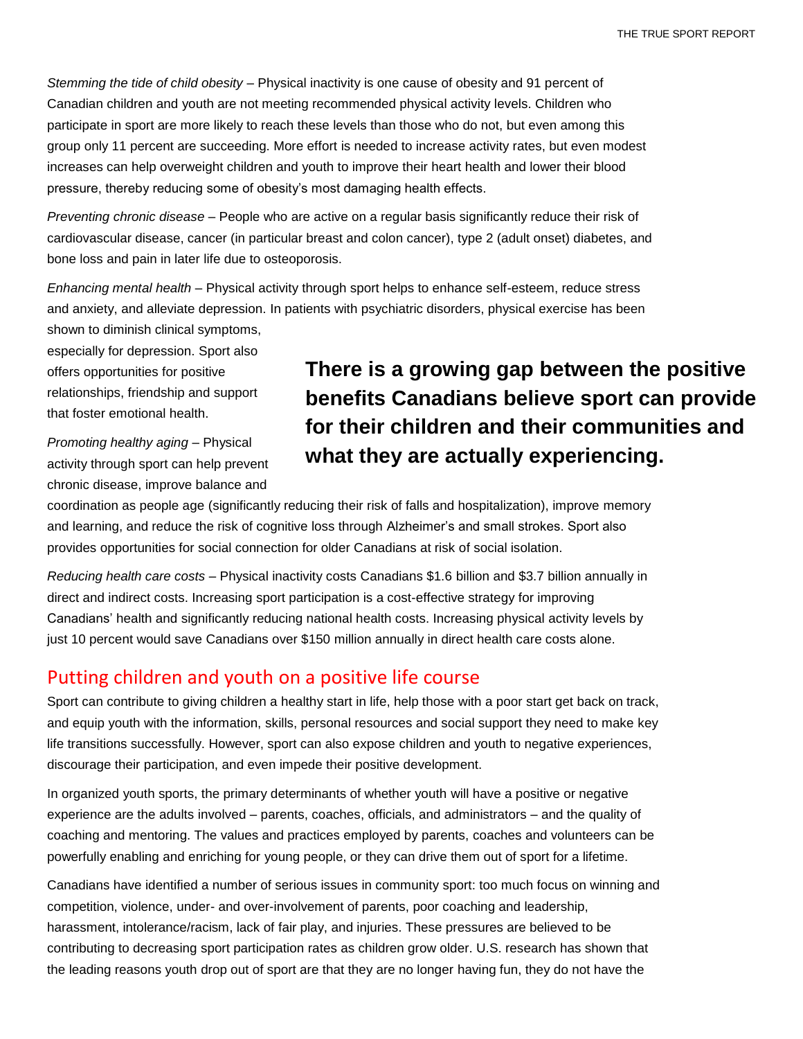*Stemming the tide of child obesity* – Physical inactivity is one cause of obesity and 91 percent of Canadian children and youth are not meeting recommended physical activity levels. Children who participate in sport are more likely to reach these levels than those who do not, but even among this group only 11 percent are succeeding. More effort is needed to increase activity rates, but even modest increases can help overweight children and youth to improve their heart health and lower their blood pressure, thereby reducing some of obesity's most damaging health effects.

*Preventing chronic disease* – People who are active on a regular basis significantly reduce their risk of cardiovascular disease, cancer (in particular breast and colon cancer), type 2 (adult onset) diabetes, and bone loss and pain in later life due to osteoporosis.

*Enhancing mental health* – Physical activity through sport helps to enhance self-esteem, reduce stress and anxiety, and alleviate depression. In patients with psychiatric disorders, physical exercise has been shown to diminish clinical symptoms, especially for depression. Sport also offers opportunities for positive relationships, friendship and support that foster emotional health.

**There is a growing gap between the positive benefits Canadians believe sport can provide for their children and their communities and what they are actually experiencing.**

*Promoting healthy aging* – Physical activity through sport can help prevent chronic disease, improve balance and coordination as people age (significantly reducing their risk of falls and hospitalization), improve memory and learning, and reduce the risk of cognitive loss through Alzheimer's and small strokes. Sport also provides opportunities for social connection for older Canadians at risk of social isolation.

*Reducing health care costs* – Physical inactivity costs Canadians $1.6 billion and $3.7 billion annually in direct and indirect costs. Increasing sport participation is a cost-effective strategy for improving Canadians' health and significantly reducing national health costs. Increasing physical activity levels by just 10 percent would save Canadians over $150 million annually in direct health care costs alone.

## Putting children and youth on a positive life course

Sport can contribute to giving children a healthy start in life, help those with a poor start get back on track, and equip youth with the information, skills, personal resources and social support they need to make key life transitions successfully. However, sport can also expose children and youth to negative experiences, discourage their participation, and even impede their positive development.

In organized youth sports, the primary determinants of whether youth will have a positive or negative experience are the adults involved – parents, coaches, officials, and administrators – and the quality of coaching and mentoring. The values and practices employed by parents, coaches and volunteers can be powerfully enabling and enriching for young people, or they can drive them out of sport for a lifetime.

Canadians have identified a number of serious issues in community sport: too much focus on winning and competition, violence, under- and over-involvement of parents, poor coaching and leadership, harassment, intolerance/racism, lack of fair play, and injuries. These pressures are believed to be contributing to decreasing sport participation rates as children grow older. U.S. research has shown that the leading reasons youth drop out of sport are that they are no longer having fun, they do not have the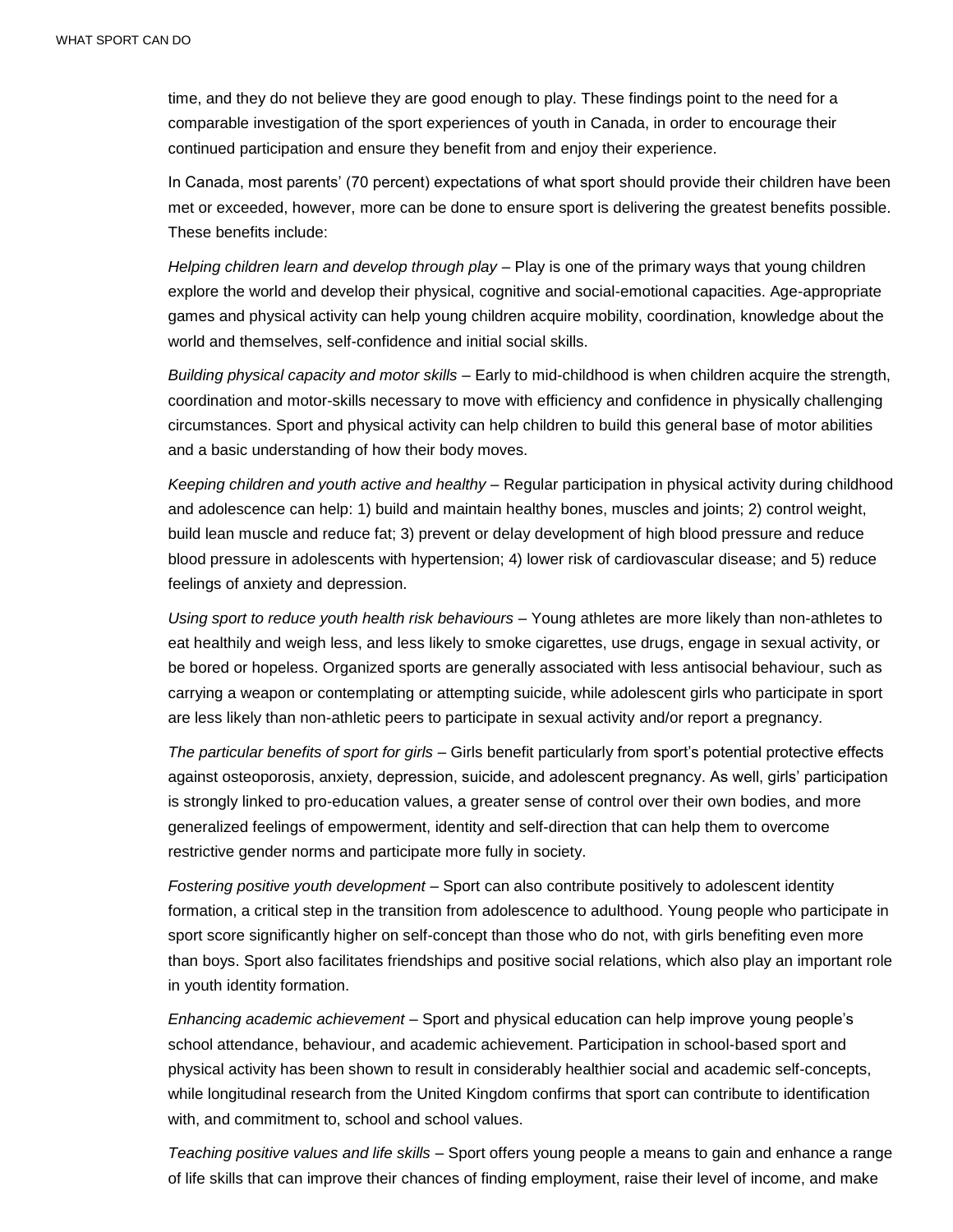time, and they do not believe they are good enough to play. These findings point to the need for a comparable investigation of the sport experiences of youth in Canada, in order to encourage their continued participation and ensure they benefit from and enjoy their experience.

In Canada, most parents' (70 percent) expectations of what sport should provide their children have been met or exceeded, however, more can be done to ensure sport is delivering the greatest benefits possible. These benefits include:

*Helping children learn and develop through play* – Play is one of the primary ways that young children explore the world and develop their physical, cognitive and social-emotional capacities. Age-appropriate games and physical activity can help young children acquire mobility, coordination, knowledge about the world and themselves, self-confidence and initial social skills.

*Building physical capacity and motor skills* – Early to mid-childhood is when children acquire the strength, coordination and motor-skills necessary to move with efficiency and confidence in physically challenging circumstances. Sport and physical activity can help children to build this general base of motor abilities and a basic understanding of how their body moves.

*Keeping children and youth active and healthy* – Regular participation in physical activity during childhood and adolescence can help: 1) build and maintain healthy bones, muscles and joints; 2) control weight, build lean muscle and reduce fat; 3) prevent or delay development of high blood pressure and reduce blood pressure in adolescents with hypertension; 4) lower risk of cardiovascular disease; and 5) reduce feelings of anxiety and depression.

*Using sport to reduce youth health risk behaviours* – Young athletes are more likely than non-athletes to eat healthily and weigh less, and less likely to smoke cigarettes, use drugs, engage in sexual activity, or be bored or hopeless. Organized sports are generally associated with less antisocial behaviour, such as carrying a weapon or contemplating or attempting suicide, while adolescent girls who participate in sport are less likely than non-athletic peers to participate in sexual activity and/or report a pregnancy.

*The particular benefits of sport for girls* – Girls benefit particularly from sport's potential protective effects against osteoporosis, anxiety, depression, suicide, and adolescent pregnancy. As well, girls' participation is strongly linked to pro-education values, a greater sense of control over their own bodies, and more generalized feelings of empowerment, identity and self-direction that can help them to overcome restrictive gender norms and participate more fully in society.

*Fostering positive youth development* – Sport can also contribute positively to adolescent identity formation, a critical step in the transition from adolescence to adulthood. Young people who participate in sport score significantly higher on self-concept than those who do not, with girls benefiting even more than boys. Sport also facilitates friendships and positive social relations, which also play an important role in youth identity formation.

*Enhancing academic achievement* – Sport and physical education can help improve young people's school attendance, behaviour, and academic achievement. Participation in school-based sport and physical activity has been shown to result in considerably healthier social and academic self-concepts, while longitudinal research from the United Kingdom confirms that sport can contribute to identification with, and commitment to, school and school values.

*Teaching positive values and life skills* – Sport offers young people a means to gain and enhance a range of life skills that can improve their chances of finding employment, raise their level of income, and make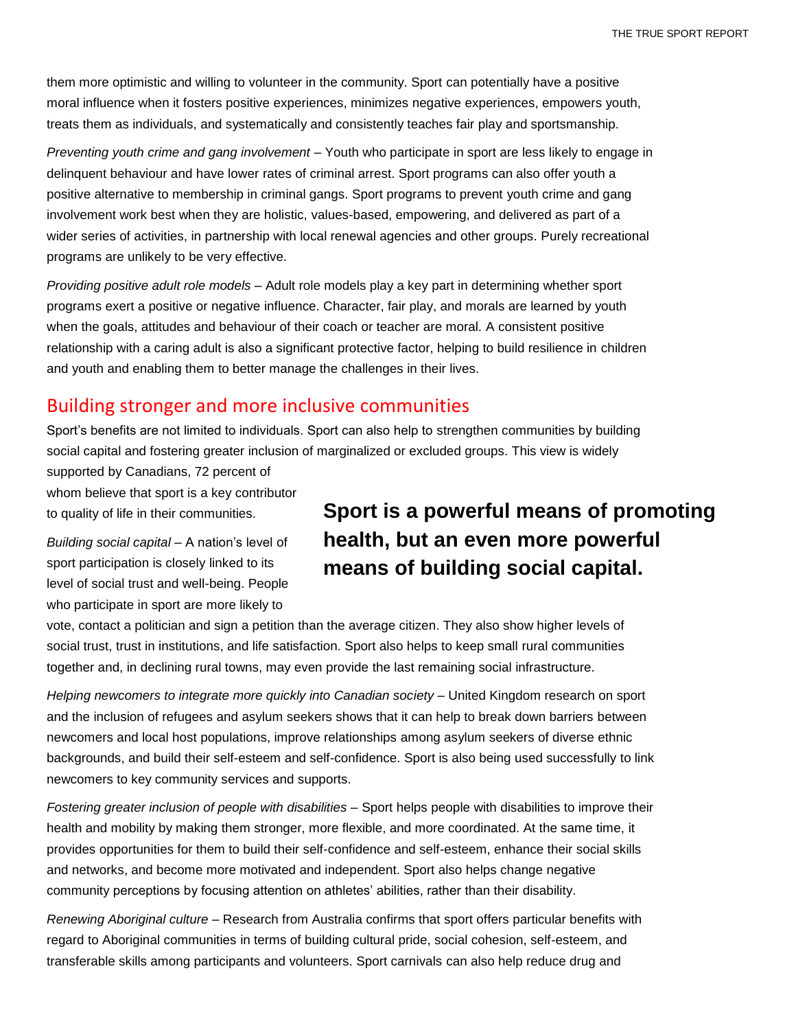them more optimistic and willing to volunteer in the community. Sport can potentially have a positive moral influence when it fosters positive experiences, minimizes negative experiences, empowers youth, treats them as individuals, and systematically and consistently teaches fair play and sportsmanship.

*Preventing youth crime and gang involvement* – Youth who participate in sport are less likely to engage in delinquent behaviour and have lower rates of criminal arrest. Sport programs can also offer youth a positive alternative to membership in criminal gangs. Sport programs to prevent youth crime and gang involvement work best when they are holistic, values-based, empowering, and delivered as part of a wider series of activities, in partnership with local renewal agencies and other groups. Purely recreational programs are unlikely to be very effective.

*Providing positive adult role models* – Adult role models play a key part in determining whether sport programs exert a positive or negative influence. Character, fair play, and morals are learned by youth when the goals, attitudes and behaviour of their coach or teacher are moral. A consistent positive relationship with a caring adult is also a significant protective factor, helping to build resilience in children and youth and enabling them to better manage the challenges in their lives.

## Building stronger and more inclusive communities

Sport's benefits are not limited to individuals. Sport can also help to strengthen communities by building social capital and fostering greater inclusion of marginalized or excluded groups. This view is widely supported by Canadians, 72 percent of whom believe that sport is a key contributor to quality of life in their communities.

**Sport is a powerful means of promoting health, but an even more powerful means of building social capital.**

*Building social capital* – A nation's level of sport participation is closely linked to its level of social trust and well-being. People who participate in sport are more likely to vote, contact a politician and sign a petition than the average citizen. They also show higher levels of social trust, trust in institutions, and life satisfaction. Sport also helps to keep small rural communities together and, in declining rural towns, may even provide the last remaining social infrastructure.

*Helping newcomers to integrate more quickly into Canadian society* – United Kingdom research on sport and the inclusion of refugees and asylum seekers shows that it can help to break down barriers between newcomers and local host populations, improve relationships among asylum seekers of diverse ethnic backgrounds, and build their self-esteem and self-confidence. Sport is also being used successfully to link newcomers to key community services and supports.

*Fostering greater inclusion of people with disabilities* – Sport helps people with disabilities to improve their health and mobility by making them stronger, more flexible, and more coordinated. At the same time, it provides opportunities for them to build their self-confidence and self-esteem, enhance their social skills and networks, and become more motivated and independent. Sport also helps change negative community perceptions by focusing attention on athletes' abilities, rather than their disability.

*Renewing Aboriginal culture* – Research from Australia confirms that sport offers particular benefits with regard to Aboriginal communities in terms of building cultural pride, social cohesion, self-esteem, and transferable skills among participants and volunteers. Sport carnivals can also help reduce drug and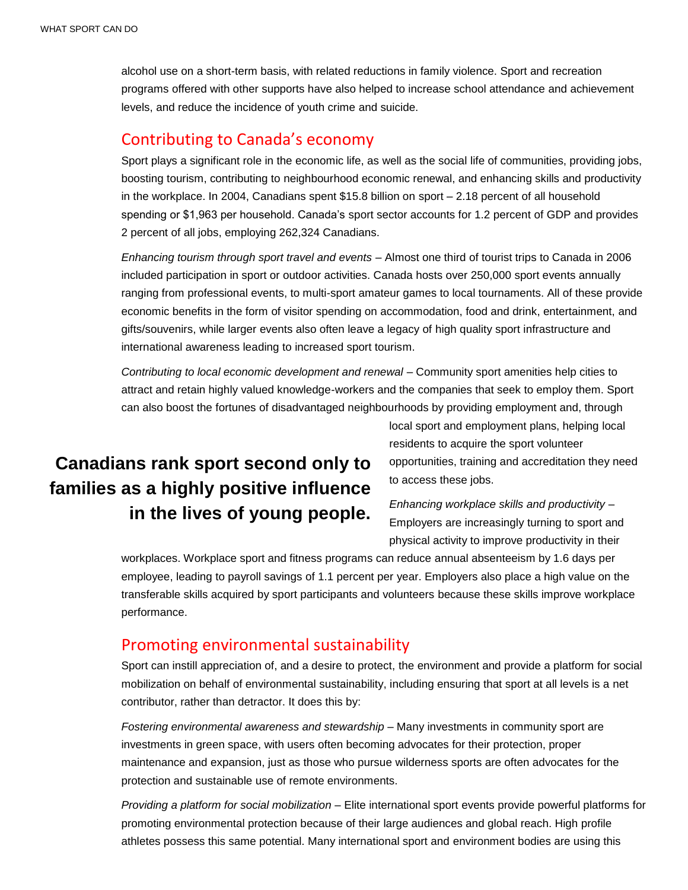alcohol use on a short-term basis, with related reductions in family violence. Sport and recreation programs offered with other supports have also helped to increase school attendance and achievement levels, and reduce the incidence of youth crime and suicide.

## Contributing to Canada's economy

Sport plays a significant role in the economic life, as well as the social life of communities, providing jobs, boosting tourism, contributing to neighbourhood economic renewal, and enhancing skills and productivity in the workplace. In 2004, Canadians spent $15.8 billion on sport – 2.18 percent of all household spending or $1,963 per household. Canada's sport sector accounts for 1.2 percent of GDP and provides 2 percent of all jobs, employing 262,324 Canadians.

*Enhancing tourism through sport travel and events* – Almost one third of tourist trips to Canada in 2006 included participation in sport or outdoor activities. Canada hosts over 250,000 sport events annually ranging from professional events, to multi-sport amateur games to local tournaments. All of these provide economic benefits in the form of visitor spending on accommodation, food and drink, entertainment, and gifts/souvenirs, while larger events also often leave a legacy of high quality sport infrastructure and international awareness leading to increased sport tourism.

*Contributing to local economic development and renewal* – Community sport amenities help cities to attract and retain highly valued knowledge-workers and the companies that seek to employ them. Sport can also boost the fortunes of disadvantaged neighbourhoods by providing employment and, through local sport and employment plans, helping local residents to acquire the sport volunteer opportunities, training and accreditation they need to access these jobs.

**Canadians rank sport second only to families as a highly positive influence in the lives of young people.**

*Enhancing workplace skills and productivity* – Employers are increasingly turning to sport and physical activity to improve productivity in their workplaces. Workplace sport and fitness programs can reduce annual absenteeism by 1.6 days per employee, leading to payroll savings of 1.1 percent per year. Employers also place a high value on the transferable skills acquired by sport participants and volunteers because these skills improve workplace performance.

## Promoting environmental sustainability

Sport can instill appreciation of, and a desire to protect, the environment and provide a platform for social mobilization on behalf of environmental sustainability, including ensuring that sport at all levels is a net contributor, rather than detractor. It does this by:

*Fostering environmental awareness and stewardship* – Many investments in community sport are investments in green space, with users often becoming advocates for their protection, proper maintenance and expansion, just as those who pursue wilderness sports are often advocates for the protection and sustainable use of remote environments.

*Providing a platform for social mobilization* – Elite international sport events provide powerful platforms for promoting environmental protection because of their large audiences and global reach. High profile athletes possess this same potential. Many international sport and environment bodies are using this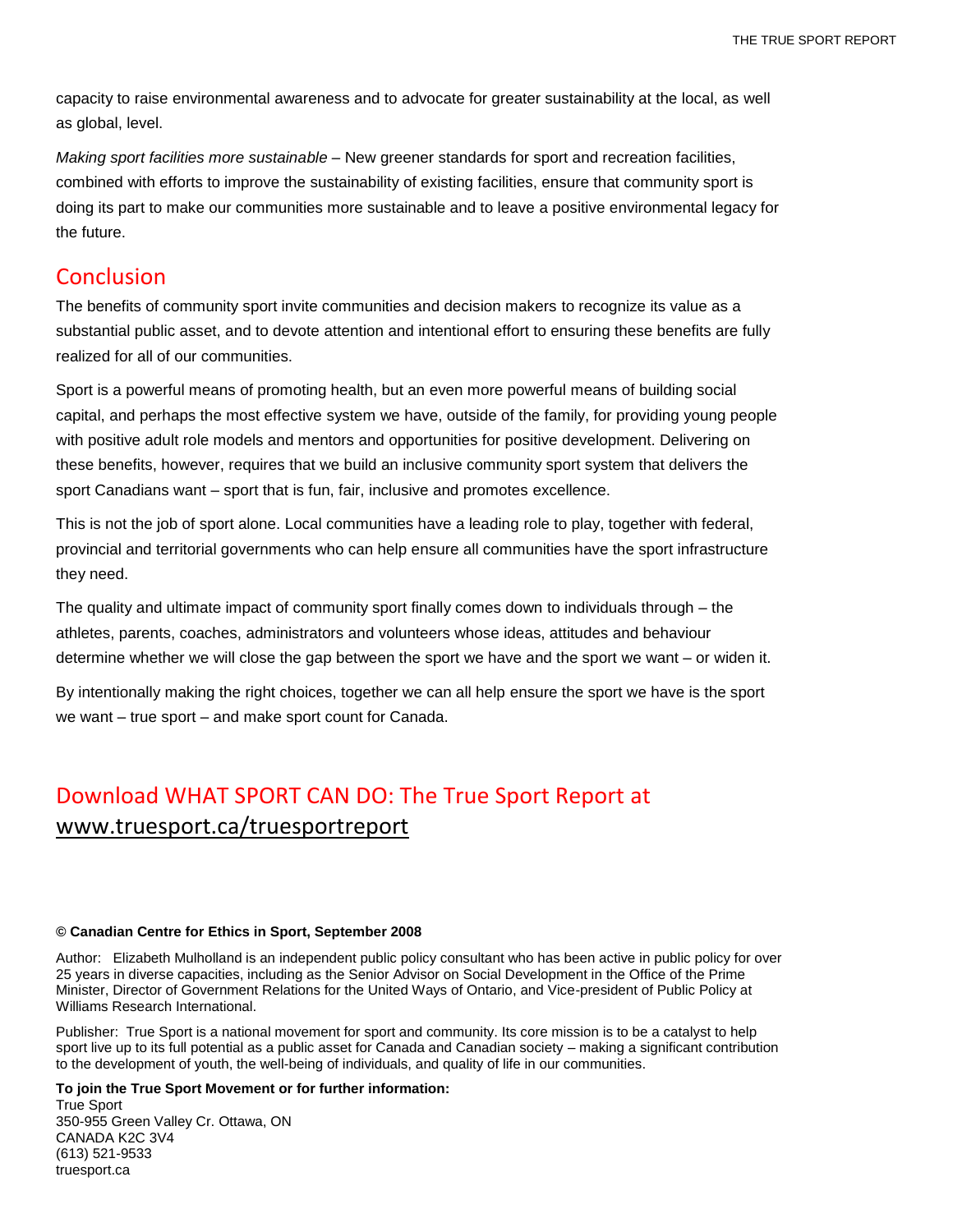capacity to raise environmental awareness and to advocate for greater sustainability at the local, as well as global, level.

*Making sport facilities more sustainable* – New greener standards for sport and recreation facilities, combined with efforts to improve the sustainability of existing facilities, ensure that community sport is doing its part to make our communities more sustainable and to leave a positive environmental legacy for the future.

## Conclusion

The benefits of community sport invite communities and decision makers to recognize its value as a substantial public asset, and to devote attention and intentional effort to ensuring these benefits are fully realized for all of our communities.

Sport is a powerful means of promoting health, but an even more powerful means of building social capital, and perhaps the most effective system we have, outside of the family, for providing young people with positive adult role models and mentors and opportunities for positive development. Delivering on these benefits, however, requires that we build an inclusive community sport system that delivers the sport Canadians want – sport that is fun, fair, inclusive and promotes excellence.

This is not the job of sport alone. Local communities have a leading role to play, together with federal, provincial and territorial governments who can help ensure all communities have the sport infrastructure they need.

The quality and ultimate impact of community sport finally comes down to individuals through – the athletes, parents, coaches, administrators and volunteers whose ideas, attitudes and behaviour determine whether we will close the gap between the sport we have and the sport we want – or widen it.

By intentionally making the right choices, together we can all help ensure the sport we have is the sport we want – true sport – and make sport count for Canada.

## Download WHAT SPORT CAN DO: The True Sport Report at www.truesport.ca/truesportreport

**© Canadian Centre for Ethics in Sport, September 2008**

Author: Elizabeth Mulholland is an independent public policy consultant who has been active in public policy for over 25 years in diverse capacities, including as the Senior Advisor on Social Development in the Office of the Prime Minister, Director of Government Relations for the United Ways of Ontario, and Vice-president of Public Policy at Williams Research International.

Publisher: True Sport is a national movement for sport and community. Its core mission is to be a catalyst to help sport live up to its full potential as a public asset for Canada and Canadian society – making a significant contribution to the development of youth, the well-being of individuals, and quality of life in our communities.

**To join the True Sport Movement or for further information:**
True Sport
350-955 Green Valley Cr. Ottawa, ON
CANADA K2C 3V4
(613) 521-9533
truesport.ca